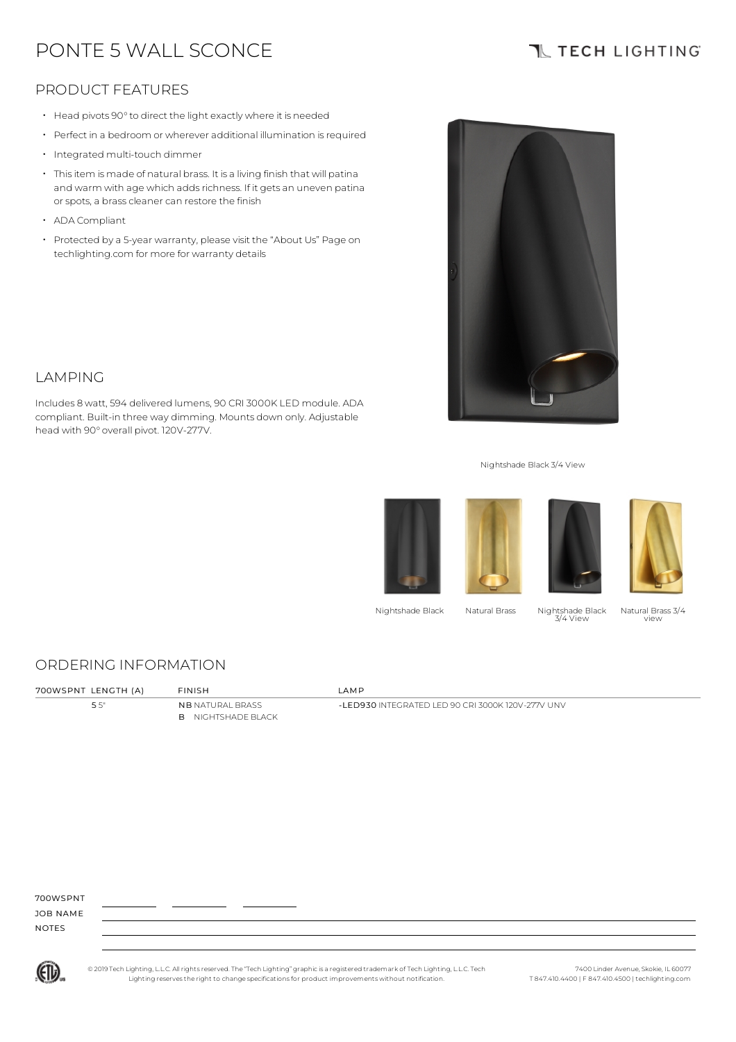# PONTE 5 WALL SCONCE

TECH LIGHTING

## PRODUCT FEATURES

- Head pivots 90° to direct the light exactly where it is needed
- Perfect in a bedroom or wherever additional illumination is required
- Integrated multi-touch dimmer
- This item is made of natural brass. It is a living finish that will patina and warm with age which adds richness. If it gets an uneven patina or spots, a brass cleaner can restore the finish
- ADA Compliant
- Protected by a 5-year warranty, please visit the "About Us" Page on techlighting.com for more for warranty details

## LAMPING

Includes 8 watt, 594 delivered lumens, 90 CRI 3000K LED module. ADA compliant. Built-in three way dimming. Mounts down only. Adjustable head with 90° overall pivot. 120V-277V.

Nightshade Black 3/4 View

Nightshade Black | Natural Brass | Nightshade Black 3/4 View | Natural Brass 3/4 view

## ORDERING INFORMATION

| 700WSPNT LENGTH (A) | FINISH | LAMP |
|---|---|---|
| 5 5" | NB NATURAL BRASS<br>B NIGHTSHADE BLACK | -LED930 INTEGRATED LED 90 CRI 3000K 120V-277V UNV |

700WSPNT \_\_\_\_\_\_\_\_ \_\_\_\_\_\_\_\_ \_\_\_\_\_\_\_\_

JOB NAME

NOTES

© 2019 Tech Lighting, L.L.C. All rights reserved. The "Tech Lighting" graphic is a registered trademark of Tech Lighting, L.L.C. Tech Lighting reserves the right to change specifications for product improvements without notification.

7400 Linder Avenue, Skokie, IL 60077
T 847.410.4400 | F 847.410.4500 | techlighting.com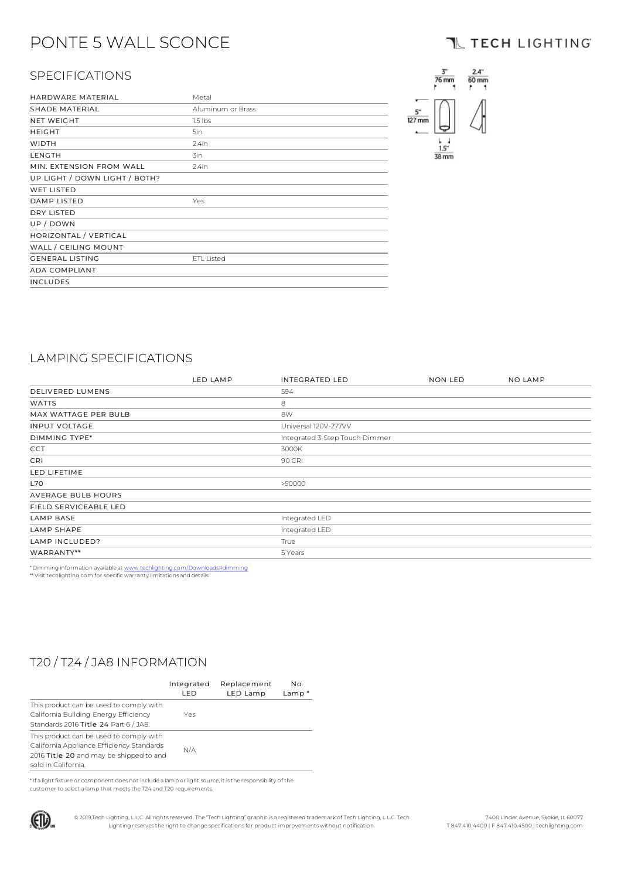# PONTE 5 WALL SCONCE

TECH LIGHTING

## SPECIFICATIONS

| | |
|---|---|
| HARDWARE MATERIAL | Metal |
| SHADE MATERIAL | Aluminum or Brass |
| NET WEIGHT | 1.5 lbs |
| HEIGHT | 5in |
| WIDTH | 2.4in |
| LENGTH | 3in |
| MIN. EXTENSION FROM WALL | 2.4in |
| UP LIGHT / DOWN LIGHT / BOTH? | |
| WET LISTED | |
| DAMP LISTED | Yes |
| DRY LISTED | |
| UP / DOWN | |
| HORIZONTAL / VERTICAL | |
| WALL / CEILING MOUNT | |
| GENERAL LISTING | ETL Listed |
| ADA COMPLIANT | |
| INCLUDES | |

3" 76 mm
2.4" 60 mm
5" 127 mm
1.5" 38 mm

## LAMPING SPECIFICATIONS

| | LED LAMP | INTEGRATED LED | NON LED | NO LAMP |
|---|---|---|---|---|
| DELIVERED LUMENS | | 594 | | |
| WATTS | | 8 | | |
| MAX WATTAGE PER BULB | | 8W | | |
| INPUT VOLTAGE | | Universal 120V-277VV | | |
| DIMMING TYPE* | | Integrated 3-Step Touch Dimmer | | |
| CCT | | 3000K | | |
| CRI | | 90 CRI | | |
| LED LIFETIME | | | | |
| L70 | | >50000 | | |
| AVERAGE BULB HOURS | | | | |
| FIELD SERVICEABLE LED | | | | |
| LAMP BASE | | Integrated LED | | |
| LAMP SHAPE | | Integrated LED | | |
| LAMP INCLUDED? | | True | | |
| WARRANTY** | | 5 Years | | |

* Dimming information available at www.techlighting.com/Downloads#dimming
** Visit techlighting.com for specific warranty limitations and details.

## T20 / T24 / JA8 INFORMATION

| | Integrated LED | Replacement LED Lamp | No Lamp * |
|---|---|---|---|
| This product can be used to comply with California Building Energy Efficiency Standards 2016 Title 24 Part 6 / JA8. | Yes | | |
| This product can be used to comply with California Appliance Efficiency Standards 2016 Title 20 and may be shipped to and sold in California. | N/A | | |

* If a light fixture or component does not include a lamp or light source, it is the responsibility of the customer to select a lamp that meets the T24 and T20 requirements.

© 2019 Tech Lighting, L.L.C. All rights reserved. The "Tech Lighting" graphic is a registered trademark of Tech Lighting, L.L.C. Tech Lighting reserves the right to change specifications for product improvements without notification.

7400 Linder Avenue, Skokie, IL 60077
T 847.410.4400 | F 847.410.4500 | techlighting.com